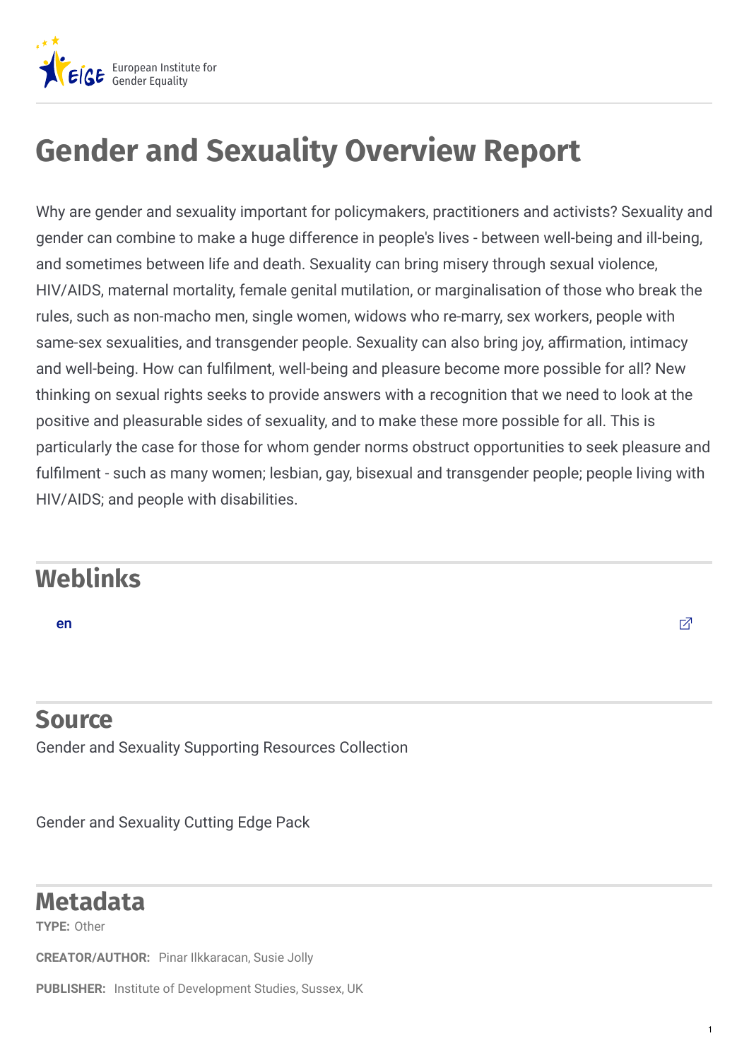European Institute for Gender Equality

# Gender and Sexuality Overview Report

Why are gender and sexuality important for policymakers, practitioners and activists? Sexuality and gender can combine to make a huge difference in people's lives - between well-being and ill-being, and sometimes between life and death. Sexuality can bring misery through sexual violence, HIV/AIDS, maternal mortality, female genital mutilation, or marginalisation of those who break the rules, such as non-macho men, single women, widows who re-marry, sex workers, people with same-sex sexualities, and transgender people. Sexuality can also bring joy, affirmation, intimacy and well-being. How can fulfilment, well-being and pleasure become more possible for all? New thinking on sexual rights seeks to provide answers with a recognition that we need to look at the positive and pleasurable sides of sexuality, and to make these more possible for all. This is particularly the case for those for whom gender norms obstruct opportunities to seek pleasure and fulfilment - such as many women; lesbian, gay, bisexual and transgender people; people living with HIV/AIDS; and people with disabilities.

## Weblinks

en

## Source

Gender and Sexuality Supporting Resources Collection

Gender and Sexuality Cutting Edge Pack

## Metadata

**TYPE:** Other

**CREATOR/AUTHOR:** Pinar Ilkkaracan, Susie Jolly

**PUBLISHER:** Institute of Development Studies, Sussex, UK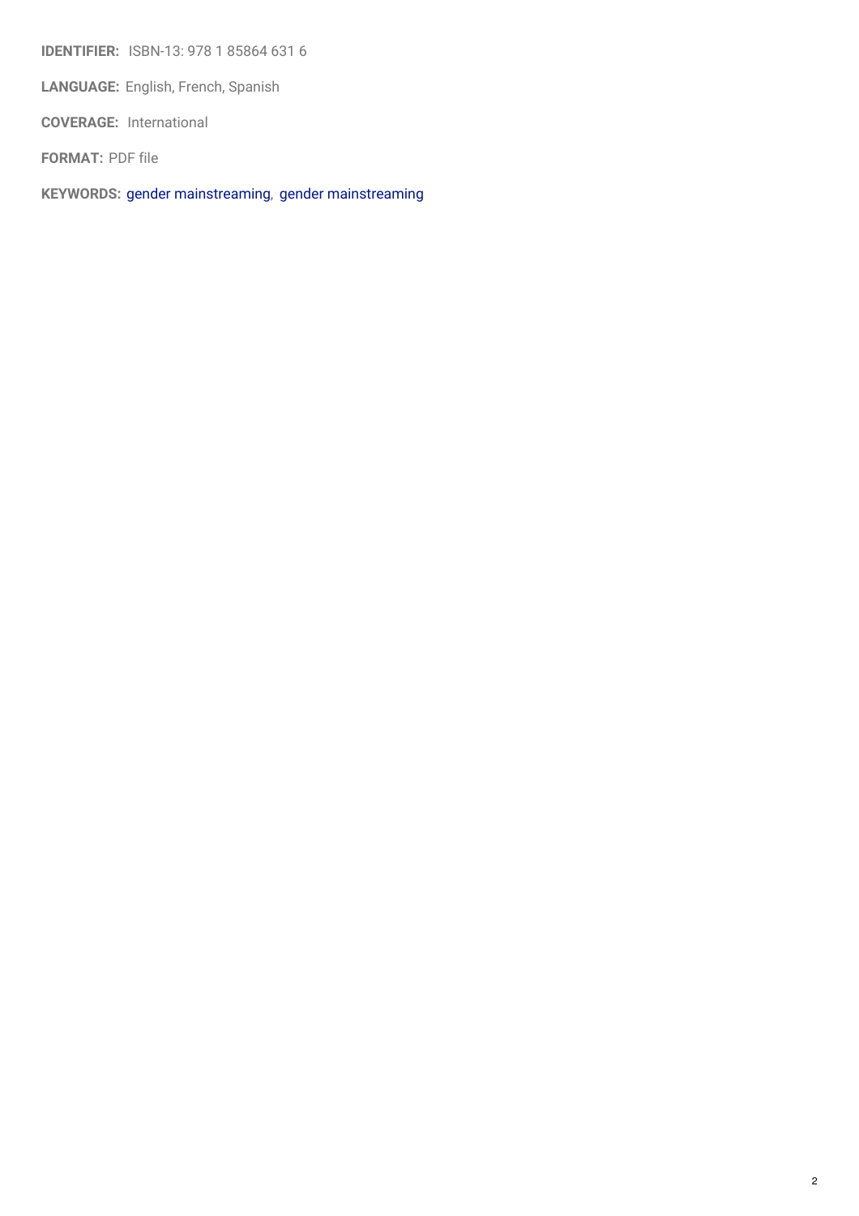**IDENTIFIER:** ISBN-13: 978 1 85864 631 6

**LANGUAGE:** English, French, Spanish

**COVERAGE:** International

**FORMAT:** PDF file

**KEYWORDS:** gender mainstreaming, gender mainstreaming